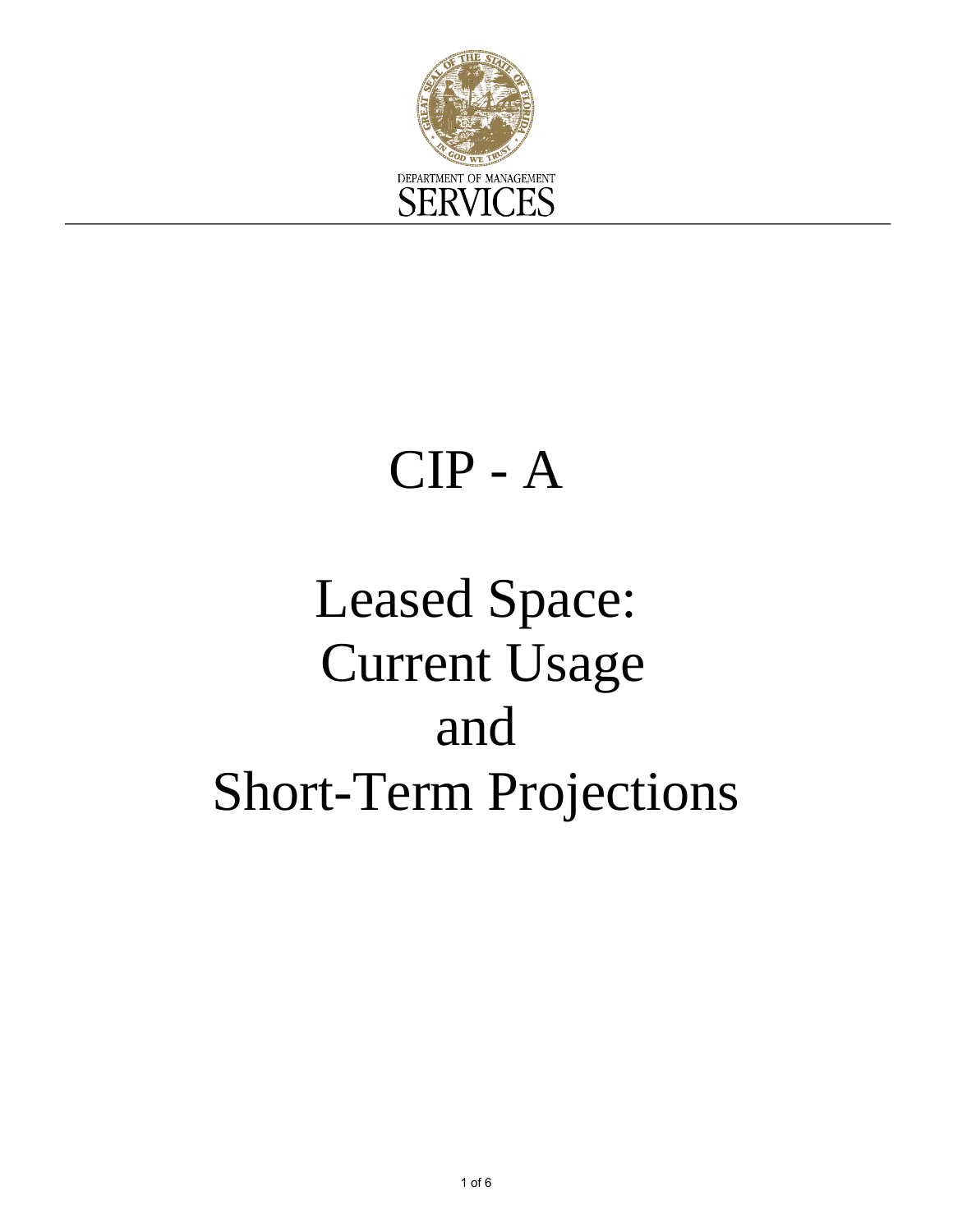DEPARTMENT OF MANAGEMENT

SERVICES

# CIP - A

# Leased Space: Current Usage and Short-Term Projections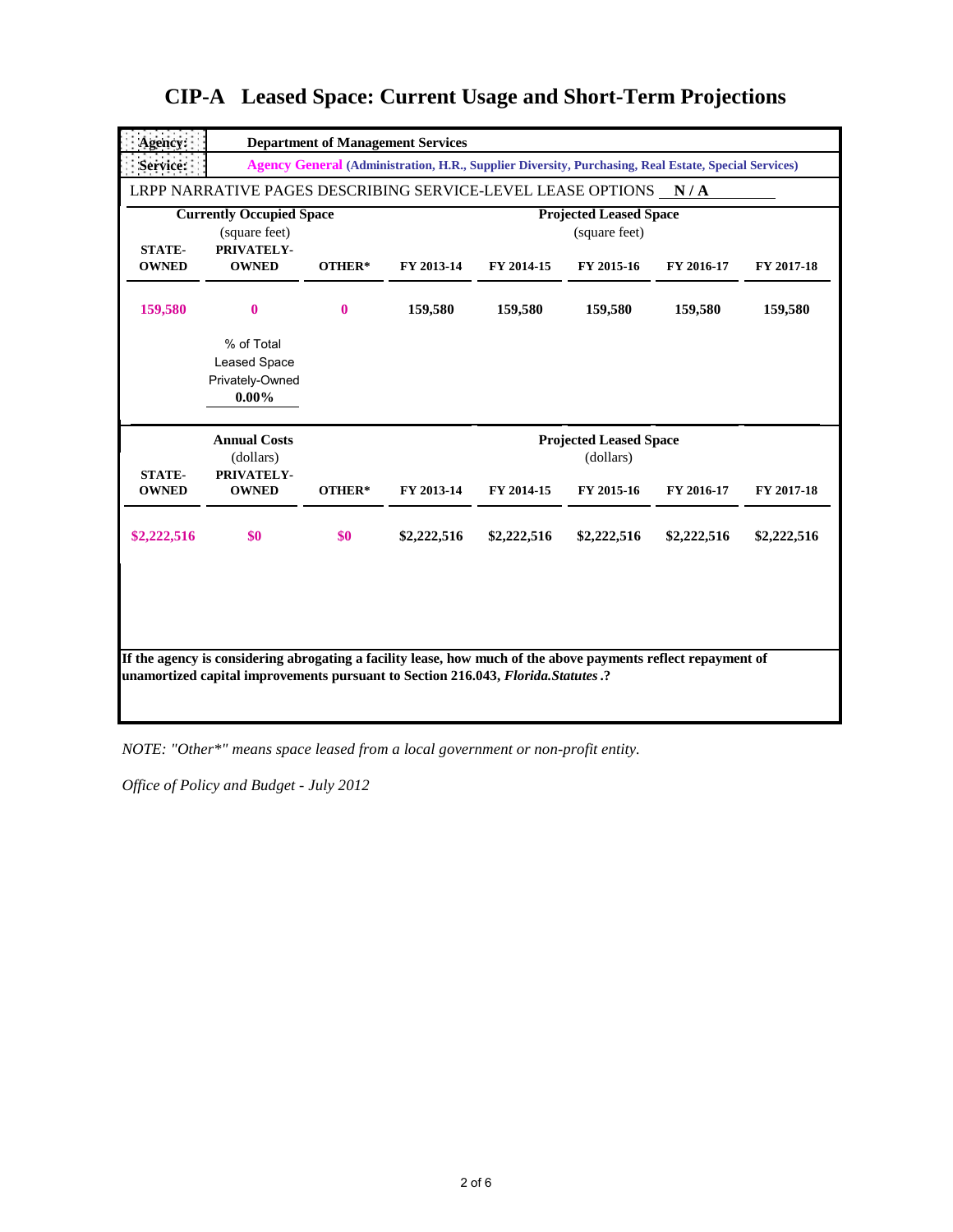# CIP-A Leased Space: Current Usage and Short-Term Projections

**Agency:** Department of Management Services

**Service:** Agency General (Administration, H.R., Supplier Diversity, Purchasing, Real Estate, Special Services)

LRPP NARRATIVE PAGES DESCRIBING SERVICE-LEVEL LEASE OPTIONS **N / A**

| Currently Occupied Space (square feet) | | | Projected Leased Space (square feet) | | | | |
|---|---|---|---|---|---|---|---|
| **STATE-OWNED** | **PRIVATELY-OWNED** | **OTHER*** | **FY 2013-14** | **FY 2014-15** | **FY 2015-16** | **FY 2016-17** | **FY 2017-18** |
| 159,580 | 0 | 0 | 159,580 | 159,580 | 159,580 | 159,580 | 159,580 |
| | % of Total Leased Space Privately-Owned **0.00%** | | | | | | |

| Annual Costs (dollars) | | | Projected Leased Space (dollars) | | | | |
|---|---|---|---|---|---|---|---|
| **STATE-OWNED** | **PRIVATELY-OWNED** | **OTHER*** | **FY 2013-14** | **FY 2014-15** | **FY 2015-16** | **FY 2016-17** | **FY 2017-18** |
| $2,222,516 | $0 | $0 | $2,222,516 | $2,222,516 | $2,222,516 | $2,222,516 | $2,222,516 |

**If the agency is considering abrogating a facility lease, how much of the above payments reflect repayment of unamortized capital improvements pursuant to Section 216.043, *Florida.Statutes*.?**

*NOTE: "Other*" means space leased from a local government or non-profit entity.*

*Office of Policy and Budget - July 2012*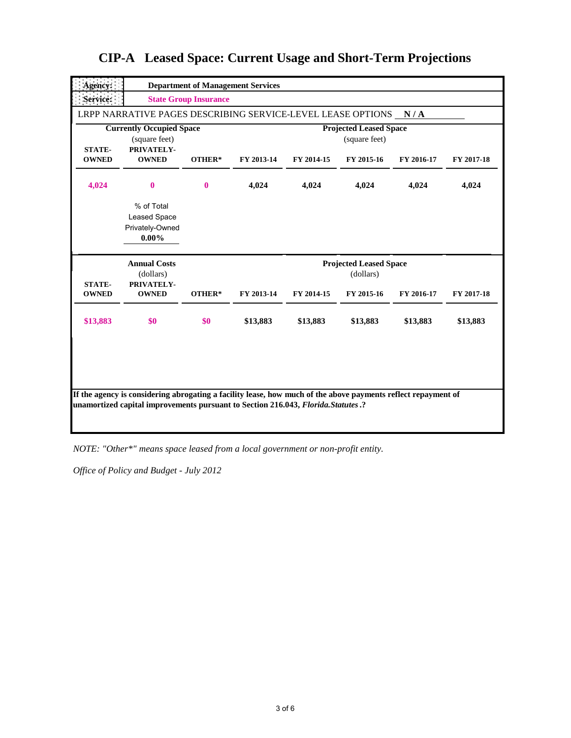# CIP-A Leased Space: Current Usage and Short-Term Projections

**Agency:** Department of Management Services

**Service:** State Group Insurance

LRPP NARRATIVE PAGES DESCRIBING SERVICE-LEVEL LEASE OPTIONS **N / A**

| **Currently Occupied Space** (square feet) | | | **Projected Leased Space** (square feet) | | | | |
|---|---|---|---|---|---|---|---|
| **STATE-OWNED** | **PRIVATELY-OWNED** | **OTHER*** | **FY 2013-14** | **FY 2014-15** | **FY 2015-16** | **FY 2016-17** | **FY 2017-18** |
| **4,024** | **0** | **0** | **4,024** | **4,024** | **4,024** | **4,024** | **4,024** |

% of Total Leased Space Privately-Owned **0.00%**

| **Annual Costs** (dollars) | | | **Projected Leased Space** (dollars) | | | | |
|---|---|---|---|---|---|---|---|
| **STATE-OWNED** | **PRIVATELY-OWNED** | **OTHER*** | **FY 2013-14** | **FY 2014-15** | **FY 2015-16** | **FY 2016-17** | **FY 2017-18** |
| **$13,883** | **$0** | **$0** | **$13,883** | **$13,883** | **$13,883** | **$13,883** | **$13,883** |

**If the agency is considering abrogating a facility lease, how much of the above payments reflect repayment of unamortized capital improvements pursuant to Section 216.043, *Florida.Statutes*.?**

*NOTE: "Other*" means space leased from a local government or non-profit entity.*

*Office of Policy and Budget - July 2012*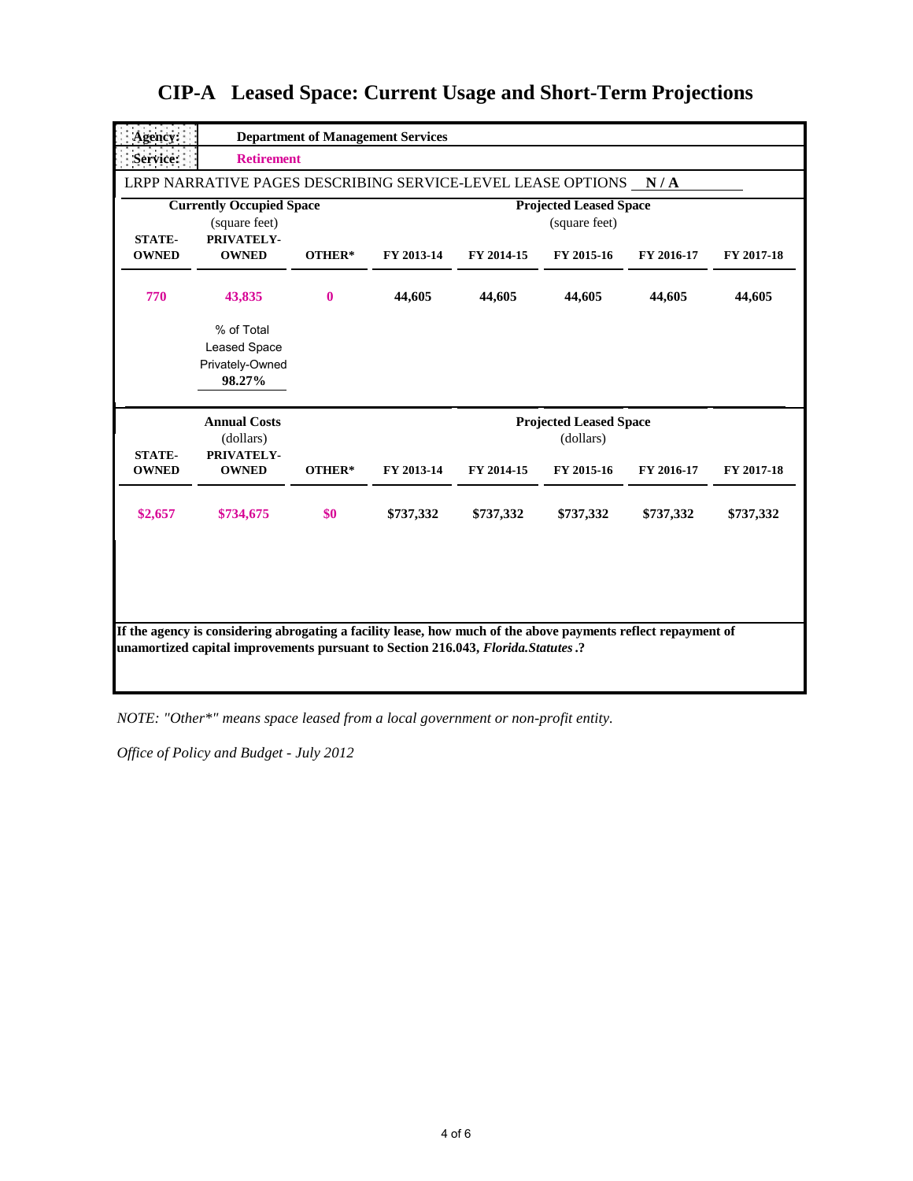# CIP-A Leased Space: Current Usage and Short-Term Projections

| | |
|---|---|
| **Agency:** | **Department of Management Services** |
| **Service:** | **Retirement** |

LRPP NARRATIVE PAGES DESCRIBING SERVICE-LEVEL LEASE OPTIONS **N / A**

| Currently Occupied Space (square feet) | | | Projected Leased Space (square feet) | | | | |
|---|---|---|---|---|---|---|---|
| **STATE-OWNED** | **PRIVATELY-OWNED** | **OTHER*** | **FY 2013-14** | **FY 2014-15** | **FY 2015-16** | **FY 2016-17** | **FY 2017-18** |
| **770** | **43,835** | **0** | **44,605** | **44,605** | **44,605** | **44,605** | **44,605** |
| | % of Total Leased Space Privately-Owned **98.27%** | | | | | | |

| Annual Costs (dollars) | | | Projected Leased Space (dollars) | | | | |
|---|---|---|---|---|---|---|---|
| **STATE-OWNED** | **PRIVATELY-OWNED** | **OTHER*** | **FY 2013-14** | **FY 2014-15** | **FY 2015-16** | **FY 2016-17** | **FY 2017-18** |
| **$2,657** | **$734,675** | **$0** | **$737,332** | **$737,332** | **$737,332** | **$737,332** | **$737,332** |

**If the agency is considering abrogating a facility lease, how much of the above payments reflect repayment of unamortized capital improvements pursuant to Section 216.043, *Florida.Statutes*.?**

*NOTE: "Other*" means space leased from a local government or non-profit entity.*

*Office of Policy and Budget - July 2012*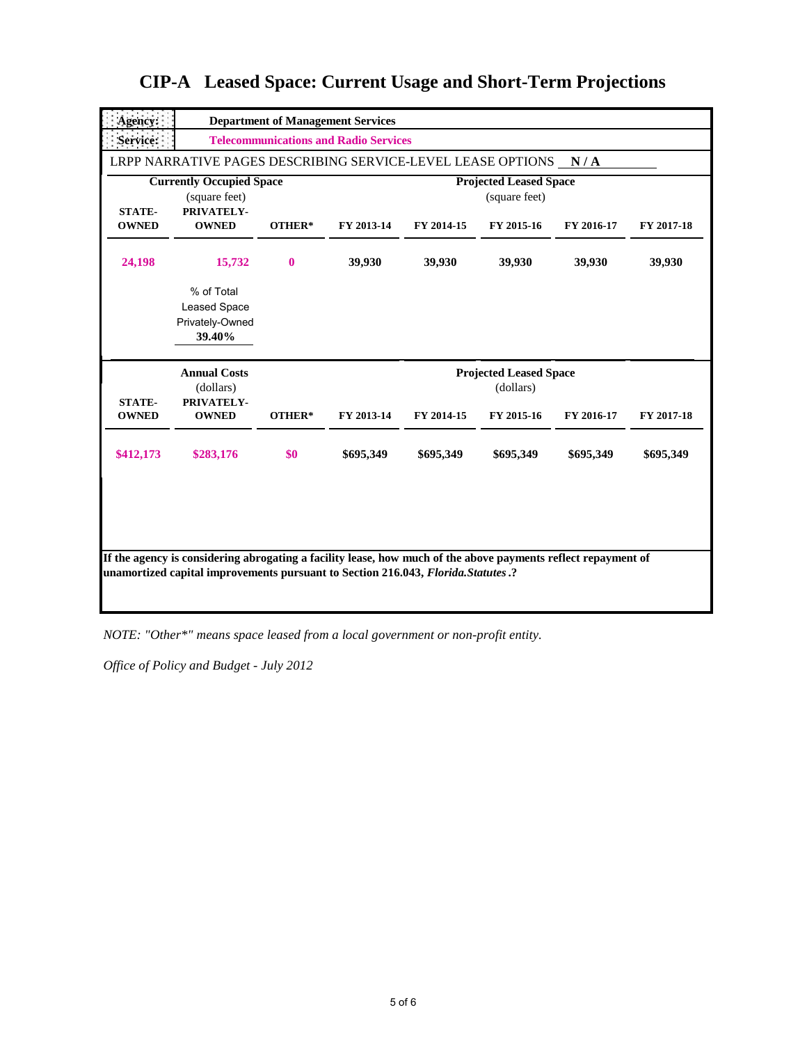# CIP-A Leased Space: Current Usage and Short-Term Projections

**Agency:** Department of Management Services

**Service:** Telecommunications and Radio Services

LRPP NARRATIVE PAGES DESCRIBING SERVICE-LEVEL LEASE OPTIONS **N / A**

| Currently Occupied Space (square feet) | | | Projected Leased Space (square feet) | | | | |
|---|---|---|---|---|---|---|---|
| STATE-OWNED | PRIVATELY-OWNED | OTHER* | FY 2013-14 | FY 2014-15 | FY 2015-16 | FY 2016-17 | FY 2017-18 |
| 24,198 | 15,732 | 0 | 39,930 | 39,930 | 39,930 | 39,930 | 39,930 |

% of Total Leased Space Privately-Owned: **39.40%**

| Annual Costs (dollars) | | | Projected Leased Space (dollars) | | | | |
|---|---|---|---|---|---|---|---|
| STATE-OWNED | PRIVATELY-OWNED | OTHER* | FY 2013-14 | FY 2014-15 | FY 2015-16 | FY 2016-17 | FY 2017-18 |
| $412,173 | $283,176 | $0 | $695,349 | $695,349 | $695,349 | $695,349 | $695,349 |

**If the agency is considering abrogating a facility lease, how much of the above payments reflect repayment of unamortized capital improvements pursuant to Section 216.043, *Florida.Statutes*.?**

*NOTE: "Other*" means space leased from a local government or non-profit entity.*

*Office of Policy and Budget - July 2012*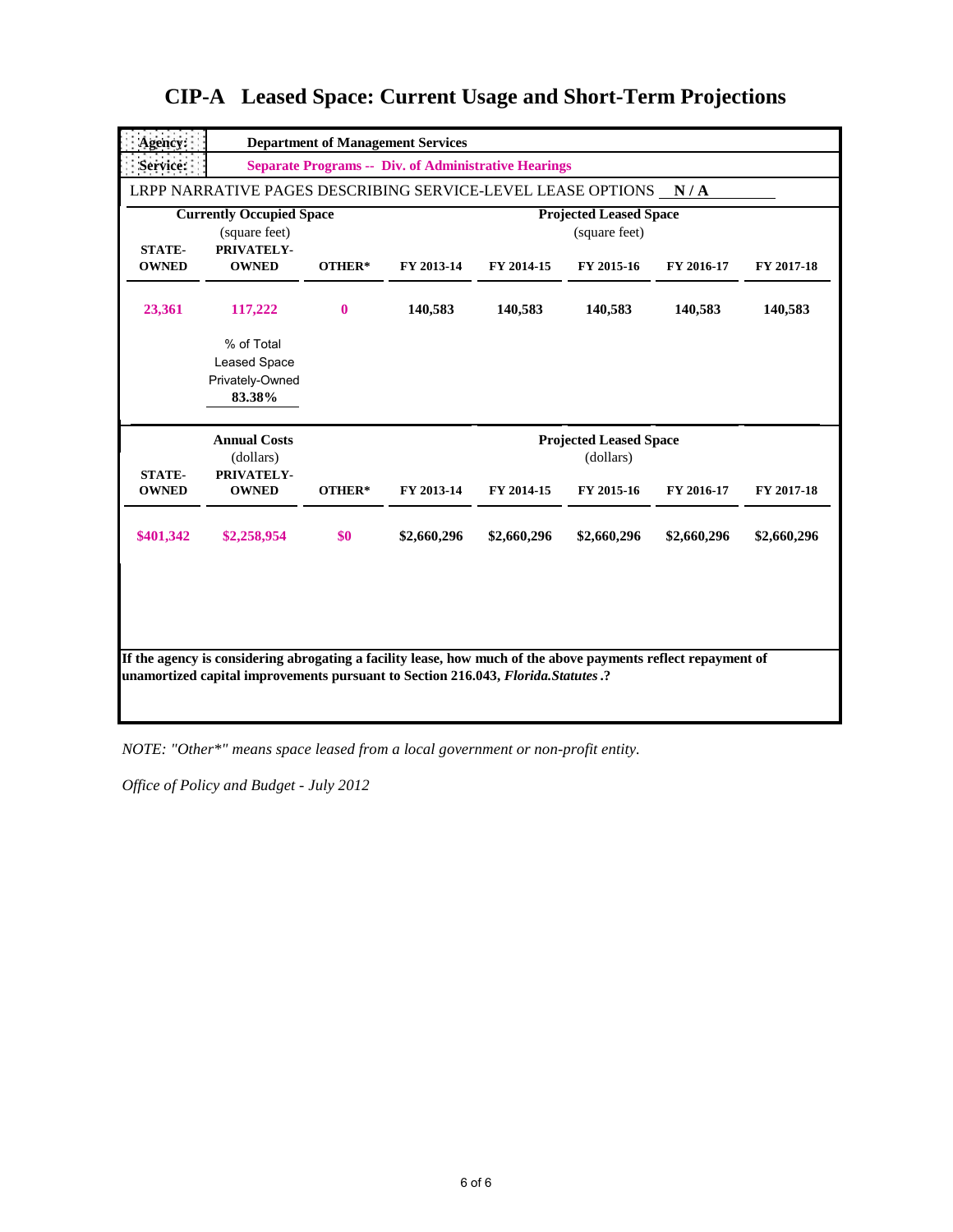# CIP-A Leased Space: Current Usage and Short-Term Projections

**Agency:** Department of Management Services

**Service:** Separate Programs -- Div. of Administrative Hearings

LRPP NARRATIVE PAGES DESCRIBING SERVICE-LEVEL LEASE OPTIONS **N / A**

| Currently Occupied Space (square feet) | | | Projected Leased Space (square feet) | | | | |
|---|---|---|---|---|---|---|---|
| **STATE-OWNED** | **PRIVATELY-OWNED** | **OTHER*** | **FY 2013-14** | **FY 2014-15** | **FY 2015-16** | **FY 2016-17** | **FY 2017-18** |
| 23,361 | 117,222 | 0 | 140,583 | 140,583 | 140,583 | 140,583 | 140,583 |

% of Total Leased Space Privately-Owned
**83.38%**

| Annual Costs (dollars) | | | Projected Leased Space (dollars) | | | | |
|---|---|---|---|---|---|---|---|
| **STATE-OWNED** | **PRIVATELY-OWNED** | **OTHER*** | **FY 2013-14** | **FY 2014-15** | **FY 2015-16** | **FY 2016-17** | **FY 2017-18** |
| $401,342 | $2,258,954 | $0 | $2,660,296 | $2,660,296 | $2,660,296 | $2,660,296 | $2,660,296 |

**If the agency is considering abrogating a facility lease, how much of the above payments reflect repayment of unamortized capital improvements pursuant to Section 216.043, *Florida.Statutes*.?**

*NOTE: "Other*" means space leased from a local government or non-profit entity.*

*Office of Policy and Budget - July 2012*